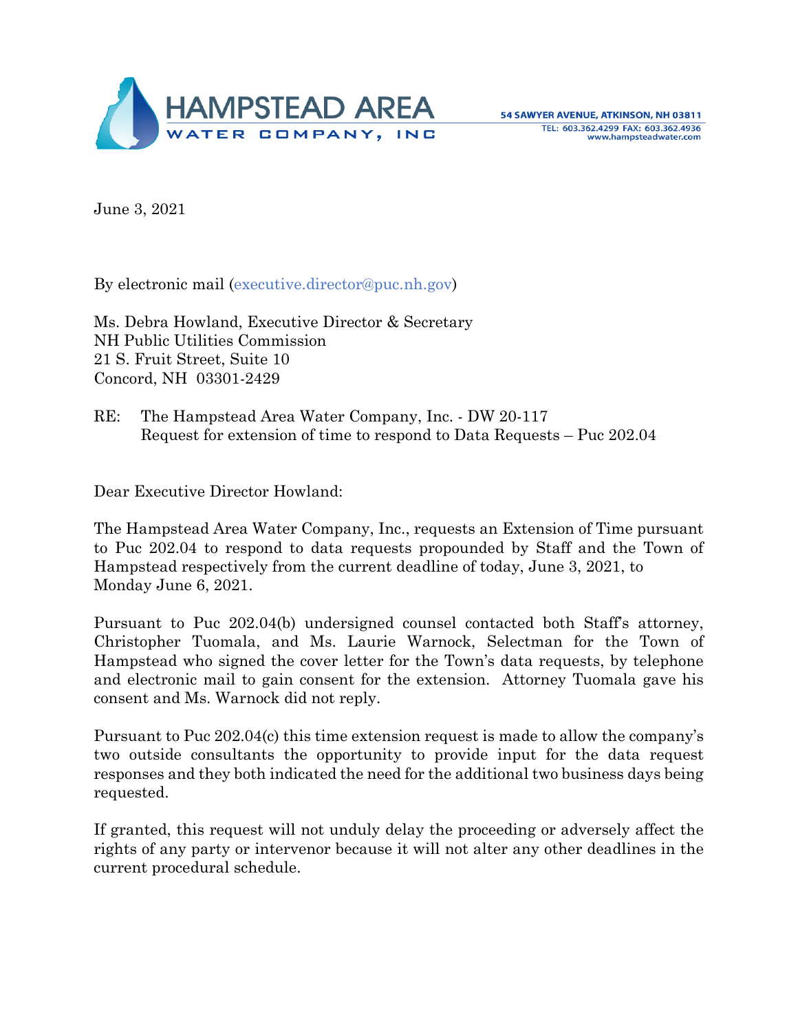**HAMPSTEAD AREA WATER COMPANY, INC**

54 SAWYER AVENUE, ATKINSON, NH 03811
TEL: 603.362.4299 FAX: 603.362.4936
www.hampsteadwater.com

June 3, 2021

By electronic mail (executive.director@puc.nh.gov)

Ms. Debra Howland, Executive Director & Secretary
NH Public Utilities Commission
21 S. Fruit Street, Suite 10
Concord, NH 03301-2429

RE: The Hampstead Area Water Company, Inc. - DW 20-117
Request for extension of time to respond to Data Requests – Puc 202.04

Dear Executive Director Howland:

The Hampstead Area Water Company, Inc., requests an Extension of Time pursuant to Puc 202.04 to respond to data requests propounded by Staff and the Town of Hampstead respectively from the current deadline of today, June 3, 2021, to Monday June 6, 2021.

Pursuant to Puc 202.04(b) undersigned counsel contacted both Staff's attorney, Christopher Tuomala, and Ms. Laurie Warnock, Selectman for the Town of Hampstead who signed the cover letter for the Town's data requests, by telephone and electronic mail to gain consent for the extension. Attorney Tuomala gave his consent and Ms. Warnock did not reply.

Pursuant to Puc 202.04(c) this time extension request is made to allow the company's two outside consultants the opportunity to provide input for the data request responses and they both indicated the need for the additional two business days being requested.

If granted, this request will not unduly delay the proceeding or adversely affect the rights of any party or intervenor because it will not alter any other deadlines in the current procedural schedule.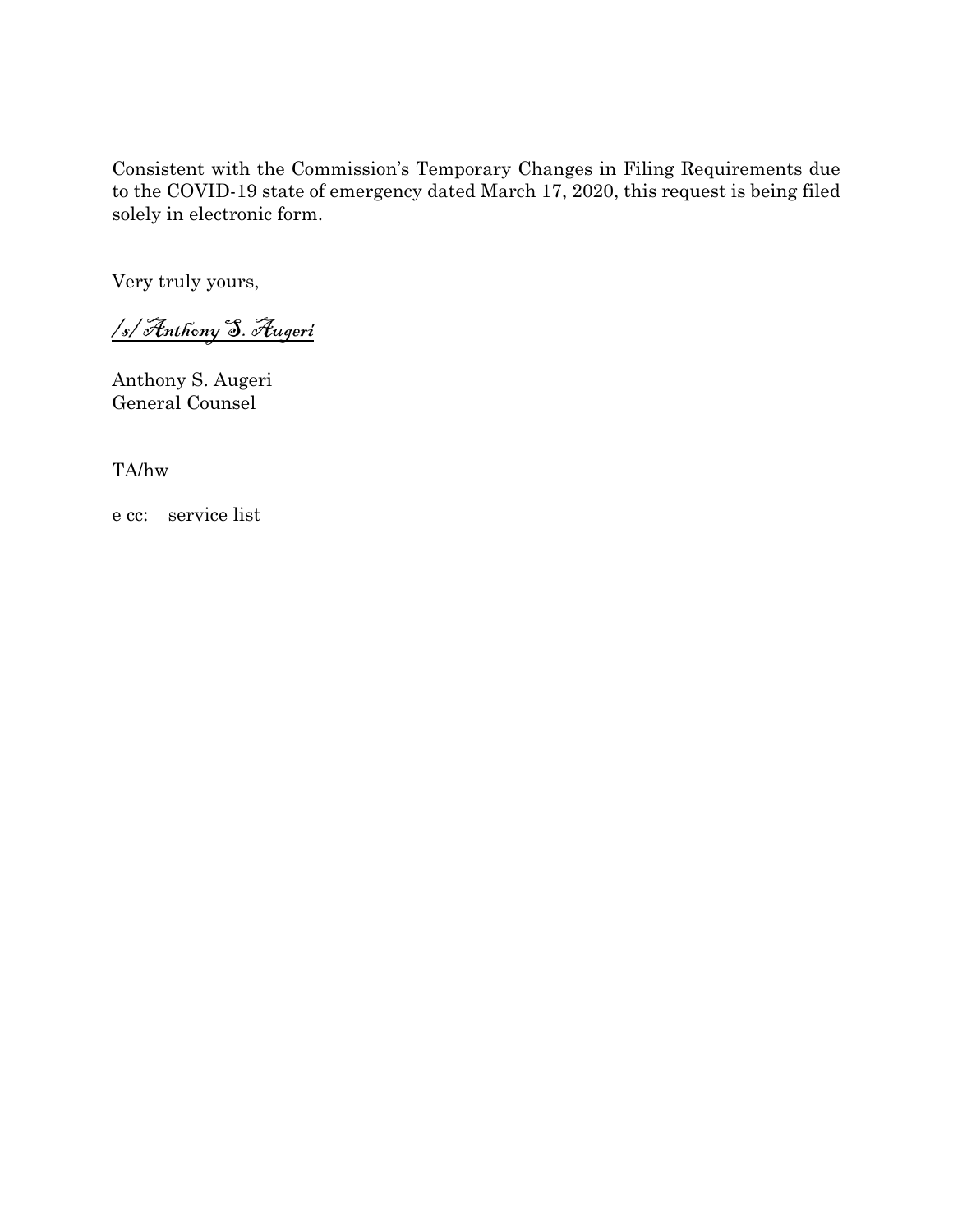Consistent with the Commission's Temporary Changes in Filing Requirements due to the COVID-19 state of emergency dated March 17, 2020, this request is being filed solely in electronic form.

Very truly yours,

*/s/ Anthony S. Augeri*

Anthony S. Augeri
General Counsel

TA/hw

e cc: service list